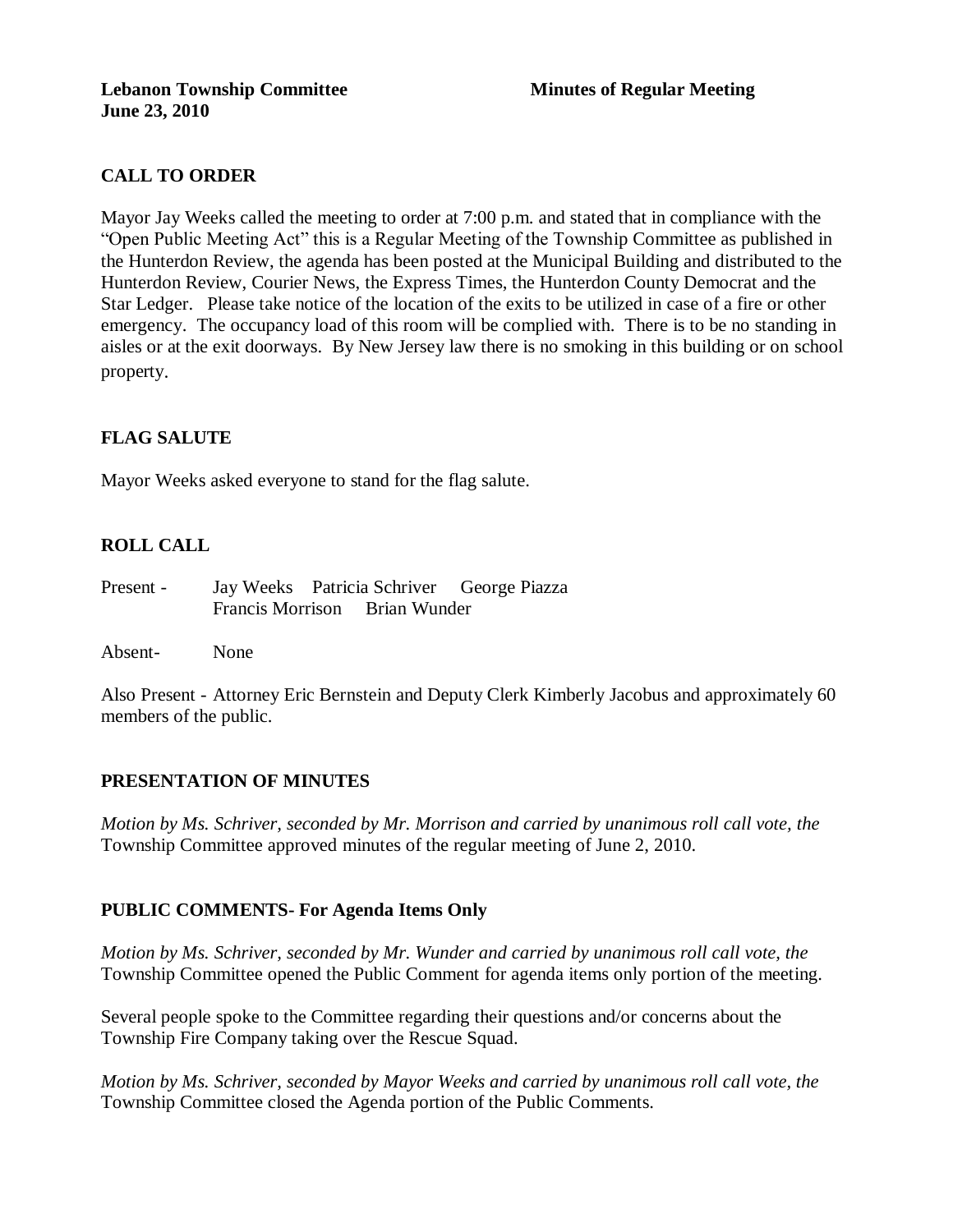**Lebanon Township Committee** **Minutes of Regular Meeting**
**June 23, 2010**

## CALL TO ORDER

Mayor Jay Weeks called the meeting to order at 7:00 p.m. and stated that in compliance with the "Open Public Meeting Act" this is a Regular Meeting of the Township Committee as published in the Hunterdon Review, the agenda has been posted at the Municipal Building and distributed to the Hunterdon Review, Courier News, the Express Times, the Hunterdon County Democrat and the Star Ledger. Please take notice of the location of the exits to be utilized in case of a fire or other emergency. The occupancy load of this room will be complied with. There is to be no standing in aisles or at the exit doorways. By New Jersey law there is no smoking in this building or on school property.

## FLAG SALUTE

Mayor Weeks asked everyone to stand for the flag salute.

## ROLL CALL

Present - Jay Weeks Patricia Schriver George Piazza
Francis Morrison Brian Wunder

Absent- None

Also Present - Attorney Eric Bernstein and Deputy Clerk Kimberly Jacobus and approximately 60 members of the public.

## PRESENTATION OF MINUTES

*Motion by Ms. Schriver, seconded by Mr. Morrison and carried by unanimous roll call vote, the* Township Committee approved minutes of the regular meeting of June 2, 2010.

## PUBLIC COMMENTS- For Agenda Items Only

*Motion by Ms. Schriver, seconded by Mr. Wunder and carried by unanimous roll call vote, the* Township Committee opened the Public Comment for agenda items only portion of the meeting.

Several people spoke to the Committee regarding their questions and/or concerns about the Township Fire Company taking over the Rescue Squad.

*Motion by Ms. Schriver, seconded by Mayor Weeks and carried by unanimous roll call vote, the* Township Committee closed the Agenda portion of the Public Comments.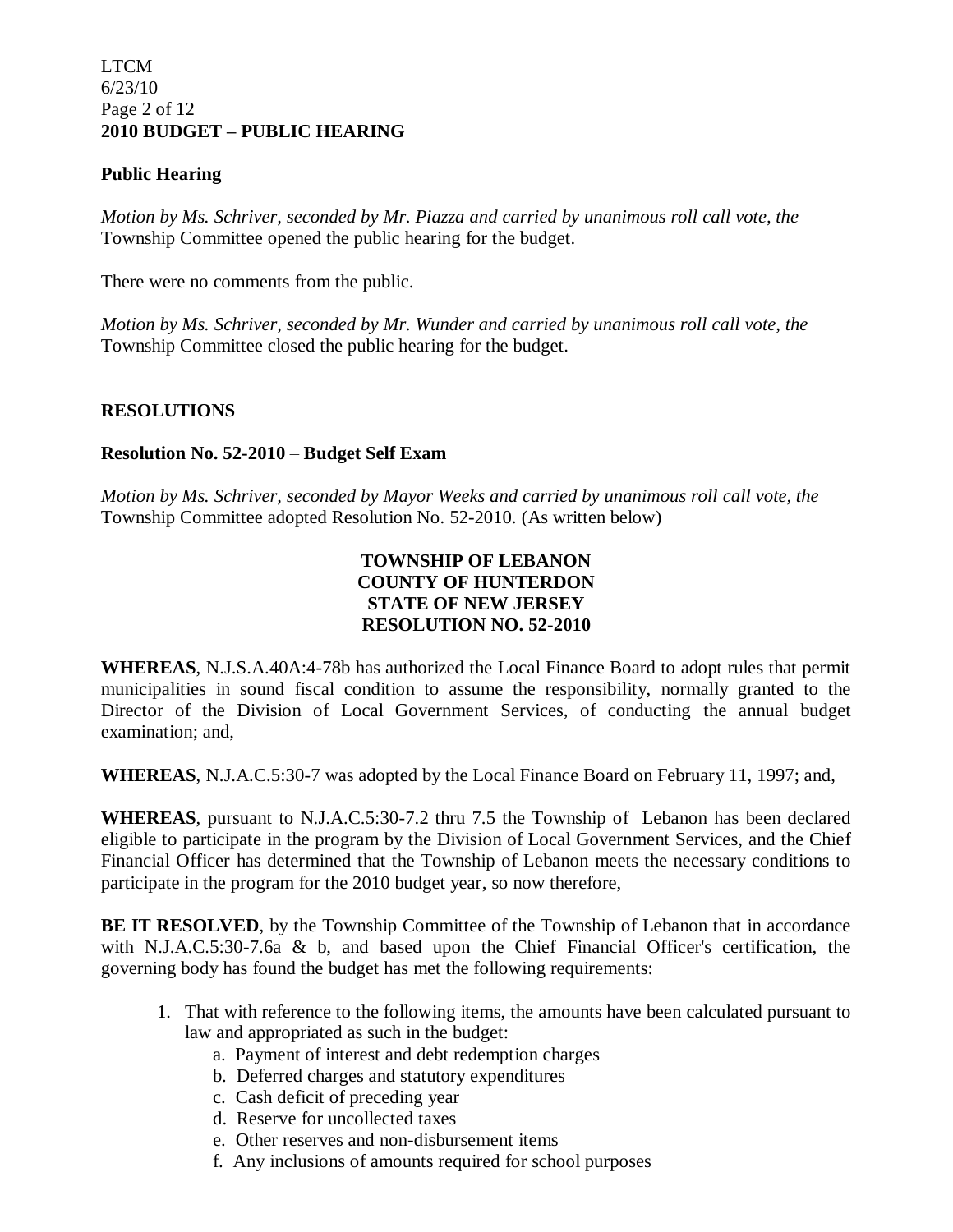**2010 BUDGET – PUBLIC HEARING**

**Public Hearing**

*Motion by Ms. Schriver, seconded by Mr. Piazza and carried by unanimous roll call vote, the* Township Committee opened the public hearing for the budget.

There were no comments from the public.

*Motion by Ms. Schriver, seconded by Mr. Wunder and carried by unanimous roll call vote, the* Township Committee closed the public hearing for the budget.

**RESOLUTIONS**

**Resolution No. 52-2010** – **Budget Self Exam**

*Motion by Ms. Schriver, seconded by Mayor Weeks and carried by unanimous roll call vote, the* Township Committee adopted Resolution No. 52-2010. (As written below)

**TOWNSHIP OF LEBANON**
**COUNTY OF HUNTERDON**
**STATE OF NEW JERSEY**
**RESOLUTION NO. 52-2010**

**WHEREAS**, N.J.S.A.40A:4-78b has authorized the Local Finance Board to adopt rules that permit municipalities in sound fiscal condition to assume the responsibility, normally granted to the Director of the Division of Local Government Services, of conducting the annual budget examination; and,

**WHEREAS**, N.J.A.C.5:30-7 was adopted by the Local Finance Board on February 11, 1997; and,

**WHEREAS**, pursuant to N.J.A.C.5:30-7.2 thru 7.5 the Township of Lebanon has been declared eligible to participate in the program by the Division of Local Government Services, and the Chief Financial Officer has determined that the Township of Lebanon meets the necessary conditions to participate in the program for the 2010 budget year, so now therefore,

**BE IT RESOLVED**, by the Township Committee of the Township of Lebanon that in accordance with N.J.A.C.5:30-7.6a & b, and based upon the Chief Financial Officer's certification, the governing body has found the budget has met the following requirements:

1. That with reference to the following items, the amounts have been calculated pursuant to law and appropriated as such in the budget:
    a. Payment of interest and debt redemption charges
    b. Deferred charges and statutory expenditures
    c. Cash deficit of preceding year
    d. Reserve for uncollected taxes
    e. Other reserves and non-disbursement items
    f. Any inclusions of amounts required for school purposes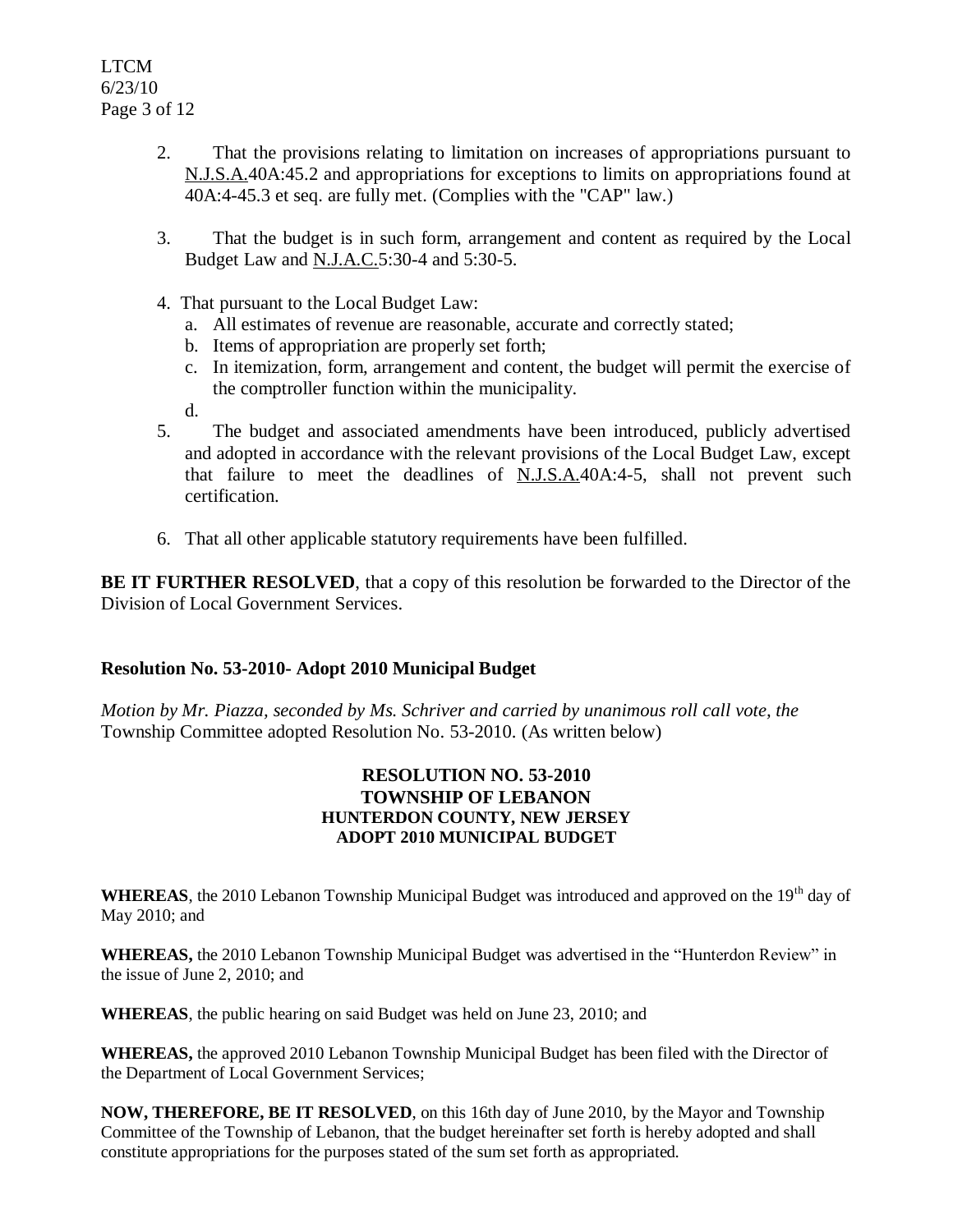2. That the provisions relating to limitation on increases of appropriations pursuant to N.J.S.A.40A:45.2 and appropriations for exceptions to limits on appropriations found at 40A:4-45.3 et seq. are fully met. (Complies with the "CAP" law.)

3. That the budget is in such form, arrangement and content as required by the Local Budget Law and N.J.A.C.5:30-4 and 5:30-5.

4. That pursuant to the Local Budget Law:
   a. All estimates of revenue are reasonable, accurate and correctly stated;
   b. Items of appropriation are properly set forth;
   c. In itemization, form, arrangement and content, the budget will permit the exercise of the comptroller function within the municipality.
   d.

5. The budget and associated amendments have been introduced, publicly advertised and adopted in accordance with the relevant provisions of the Local Budget Law, except that failure to meet the deadlines of N.J.S.A.40A:4-5, shall not prevent such certification.

6. That all other applicable statutory requirements have been fulfilled.

**BE IT FURTHER RESOLVED**, that a copy of this resolution be forwarded to the Director of the Division of Local Government Services.

**Resolution No. 53-2010- Adopt 2010 Municipal Budget**

*Motion by Mr. Piazza, seconded by Ms. Schriver and carried by unanimous roll call vote, the* Township Committee adopted Resolution No. 53-2010. (As written below)

**RESOLUTION NO. 53-2010**
**TOWNSHIP OF LEBANON**
**HUNTERDON COUNTY, NEW JERSEY**
**ADOPT 2010 MUNICIPAL BUDGET**

**WHEREAS**, the 2010 Lebanon Township Municipal Budget was introduced and approved on the 19th day of May 2010; and

**WHEREAS,** the 2010 Lebanon Township Municipal Budget was advertised in the "Hunterdon Review" in the issue of June 2, 2010; and

**WHEREAS**, the public hearing on said Budget was held on June 23, 2010; and

**WHEREAS,** the approved 2010 Lebanon Township Municipal Budget has been filed with the Director of the Department of Local Government Services;

**NOW, THEREFORE, BE IT RESOLVED**, on this 16th day of June 2010, by the Mayor and Township Committee of the Township of Lebanon, that the budget hereinafter set forth is hereby adopted and shall constitute appropriations for the purposes stated of the sum set forth as appropriated.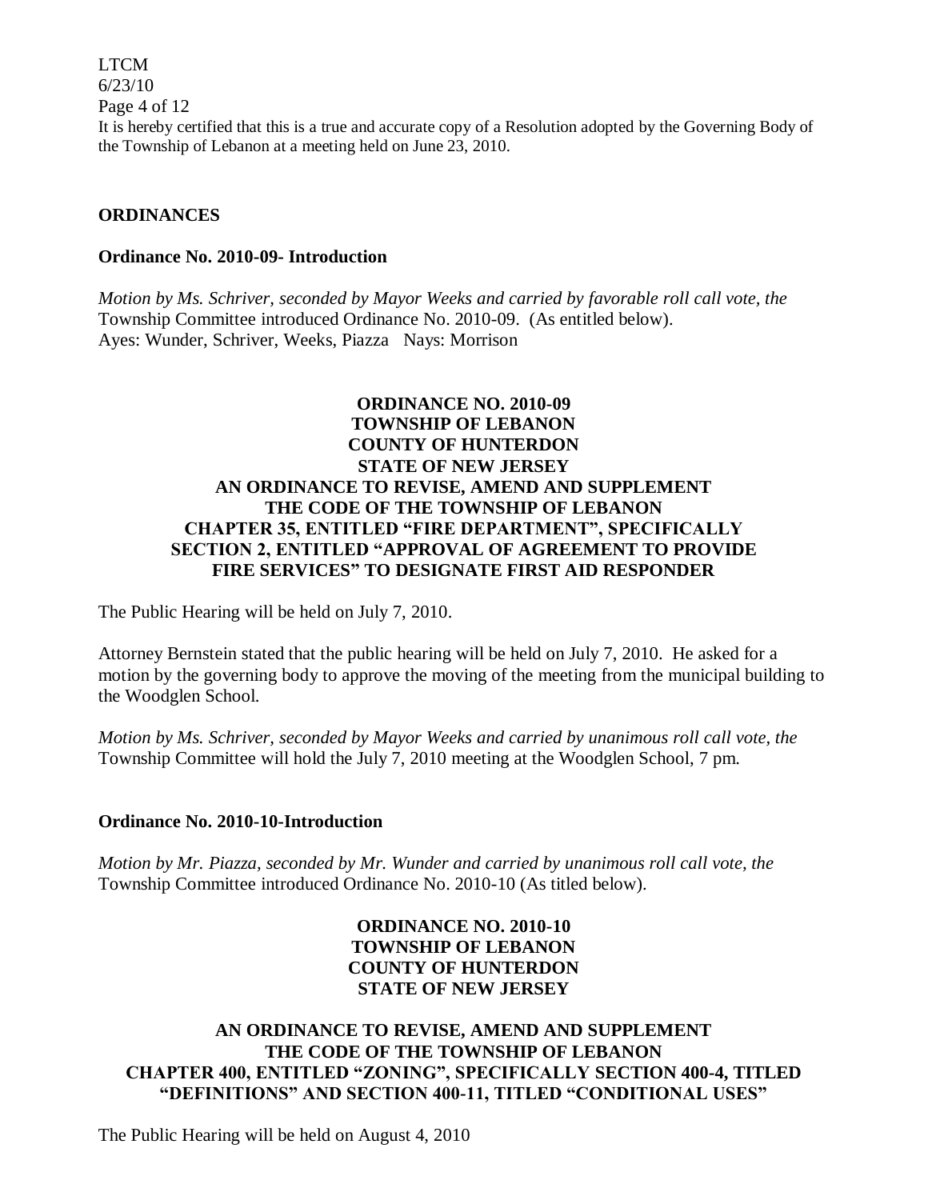It is hereby certified that this is a true and accurate copy of a Resolution adopted by the Governing Body of the Township of Lebanon at a meeting held on June 23, 2010.

## ORDINANCES

### Ordinance No. 2010-09- Introduction

*Motion by Ms. Schriver, seconded by Mayor Weeks and carried by favorable roll call vote, the* Township Committee introduced Ordinance No. 2010-09. (As entitled below).
Ayes: Wunder, Schriver, Weeks, Piazza Nays: Morrison

**ORDINANCE NO. 2010-09**
**TOWNSHIP OF LEBANON**
**COUNTY OF HUNTERDON**
**STATE OF NEW JERSEY**
**AN ORDINANCE TO REVISE, AMEND AND SUPPLEMENT THE CODE OF THE TOWNSHIP OF LEBANON CHAPTER 35, ENTITLED "FIRE DEPARTMENT", SPECIFICALLY SECTION 2, ENTITLED "APPROVAL OF AGREEMENT TO PROVIDE FIRE SERVICES" TO DESIGNATE FIRST AID RESPONDER**

The Public Hearing will be held on July 7, 2010.

Attorney Bernstein stated that the public hearing will be held on July 7, 2010. He asked for a motion by the governing body to approve the moving of the meeting from the municipal building to the Woodglen School.

*Motion by Ms. Schriver, seconded by Mayor Weeks and carried by unanimous roll call vote, the* Township Committee will hold the July 7, 2010 meeting at the Woodglen School, 7 pm.

### Ordinance No. 2010-10-Introduction

*Motion by Mr. Piazza, seconded by Mr. Wunder and carried by unanimous roll call vote, the* Township Committee introduced Ordinance No. 2010-10 (As titled below).

**ORDINANCE NO. 2010-10**
**TOWNSHIP OF LEBANON**
**COUNTY OF HUNTERDON**
**STATE OF NEW JERSEY**

**AN ORDINANCE TO REVISE, AMEND AND SUPPLEMENT THE CODE OF THE TOWNSHIP OF LEBANON CHAPTER 400, ENTITLED "ZONING", SPECIFICALLY SECTION 400-4, TITLED "DEFINITIONS" AND SECTION 400-11, TITLED "CONDITIONAL USES"**

The Public Hearing will be held on August 4, 2010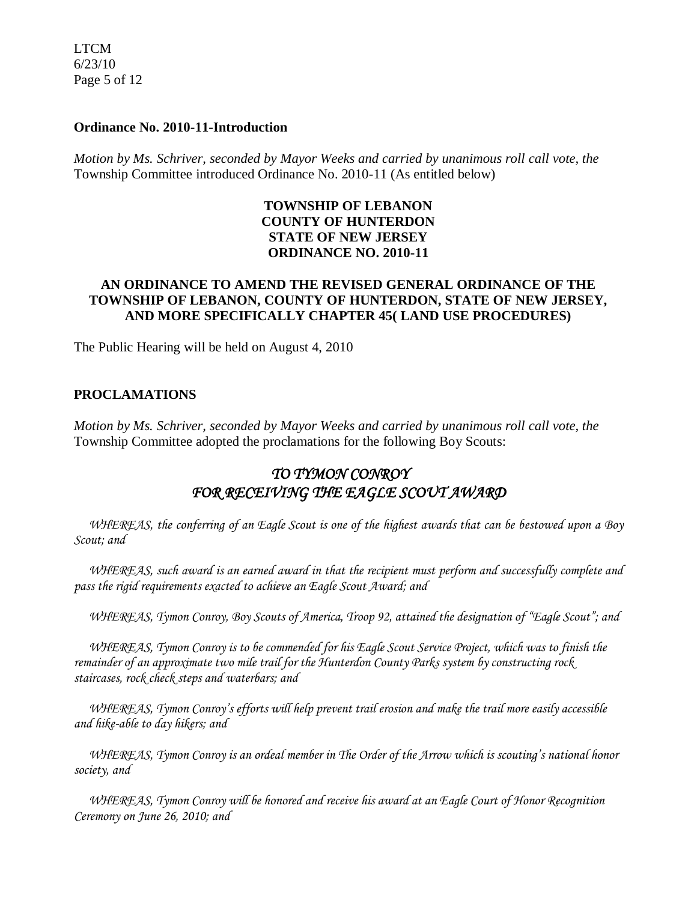**Ordinance No. 2010-11-Introduction**

*Motion by Ms. Schriver, seconded by Mayor Weeks and carried by unanimous roll call vote, the* Township Committee introduced Ordinance No. 2010-11 (As entitled below)

**TOWNSHIP OF LEBANON**
**COUNTY OF HUNTERDON**
**STATE OF NEW JERSEY**
**ORDINANCE NO. 2010-11**

**AN ORDINANCE TO AMEND THE REVISED GENERAL ORDINANCE OF THE TOWNSHIP OF LEBANON, COUNTY OF HUNTERDON, STATE OF NEW JERSEY, AND MORE SPECIFICALLY CHAPTER 45( LAND USE PROCEDURES)**

The Public Hearing will be held on August 4, 2010

**PROCLAMATIONS**

*Motion by Ms. Schriver, seconded by Mayor Weeks and carried by unanimous roll call vote, the* Township Committee adopted the proclamations for the following Boy Scouts:

*TO TYMON CONROY*
*FOR RECEIVING THE EAGLE SCOUT AWARD*

*WHEREAS, the conferring of an Eagle Scout is one of the highest awards that can be bestowed upon a Boy Scout; and*

*WHEREAS, such award is an earned award in that the recipient must perform and successfully complete and pass the rigid requirements exacted to achieve an Eagle Scout Award; and*

*WHEREAS, Tymon Conroy, Boy Scouts of America, Troop 92, attained the designation of "Eagle Scout"; and*

*WHEREAS, Tymon Conroy is to be commended for his Eagle Scout Service Project, which was to finish the remainder of an approximate two mile trail for the Hunterdon County Parks system by constructing rock staircases, rock check steps and waterbars; and*

*WHEREAS, Tymon Conroy's efforts will help prevent trail erosion and make the trail more easily accessible and hike-able to day hikers; and*

*WHEREAS, Tymon Conroy is an ordeal member in The Order of the Arrow which is scouting's national honor society, and*

*WHEREAS, Tymon Conroy will be honored and receive his award at an Eagle Court of Honor Recognition Ceremony on June 26, 2010; and*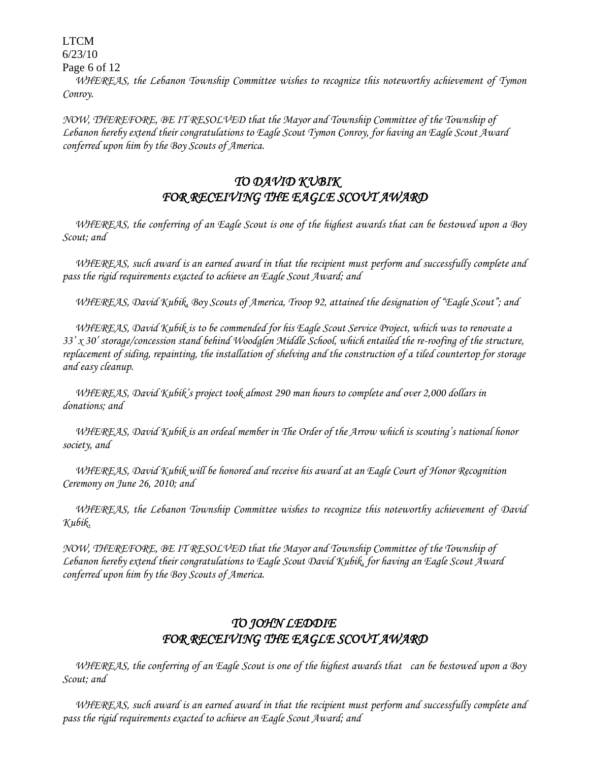*WHEREAS, the Lebanon Township Committee wishes to recognize this noteworthy achievement of Tymon Conroy.*

*NOW, THEREFORE, BE IT RESOLVED that the Mayor and Township Committee of the Township of Lebanon hereby extend their congratulations to Eagle Scout Tymon Conroy, for having an Eagle Scout Award conferred upon him by the Boy Scouts of America.*

## *TO DAVID KUBIK FOR RECEIVING THE EAGLE SCOUT AWARD*

*WHEREAS, the conferring of an Eagle Scout is one of the highest awards that can be bestowed upon a Boy Scout; and*

*WHEREAS, such award is an earned award in that the recipient must perform and successfully complete and pass the rigid requirements exacted to achieve an Eagle Scout Award; and*

*WHEREAS, David Kubik, Boy Scouts of America, Troop 92, attained the designation of "Eagle Scout"; and*

*WHEREAS, David Kubik is to be commended for his Eagle Scout Service Project, which was to renovate a 33' x 30' storage/concession stand behind Woodglen Middle School, which entailed the re-roofing of the structure, replacement of siding, repainting, the installation of shelving and the construction of a tiled countertop for storage and easy cleanup.*

*WHEREAS, David Kubik's project took almost 290 man hours to complete and over 2,000 dollars in donations; and*

*WHEREAS, David Kubik is an ordeal member in The Order of the Arrow which is scouting's national honor society, and*

*WHEREAS, David Kubik will be honored and receive his award at an Eagle Court of Honor Recognition Ceremony on June 26, 2010; and*

*WHEREAS, the Lebanon Township Committee wishes to recognize this noteworthy achievement of David Kubik.*

*NOW, THEREFORE, BE IT RESOLVED that the Mayor and Township Committee of the Township of Lebanon hereby extend their congratulations to Eagle Scout David Kubik, for having an Eagle Scout Award conferred upon him by the Boy Scouts of America.*

## *TO JOHN LEDDIE FOR RECEIVING THE EAGLE SCOUT AWARD*

*WHEREAS, the conferring of an Eagle Scout is one of the highest awards that can be bestowed upon a Boy Scout; and*

*WHEREAS, such award is an earned award in that the recipient must perform and successfully complete and pass the rigid requirements exacted to achieve an Eagle Scout Award; and*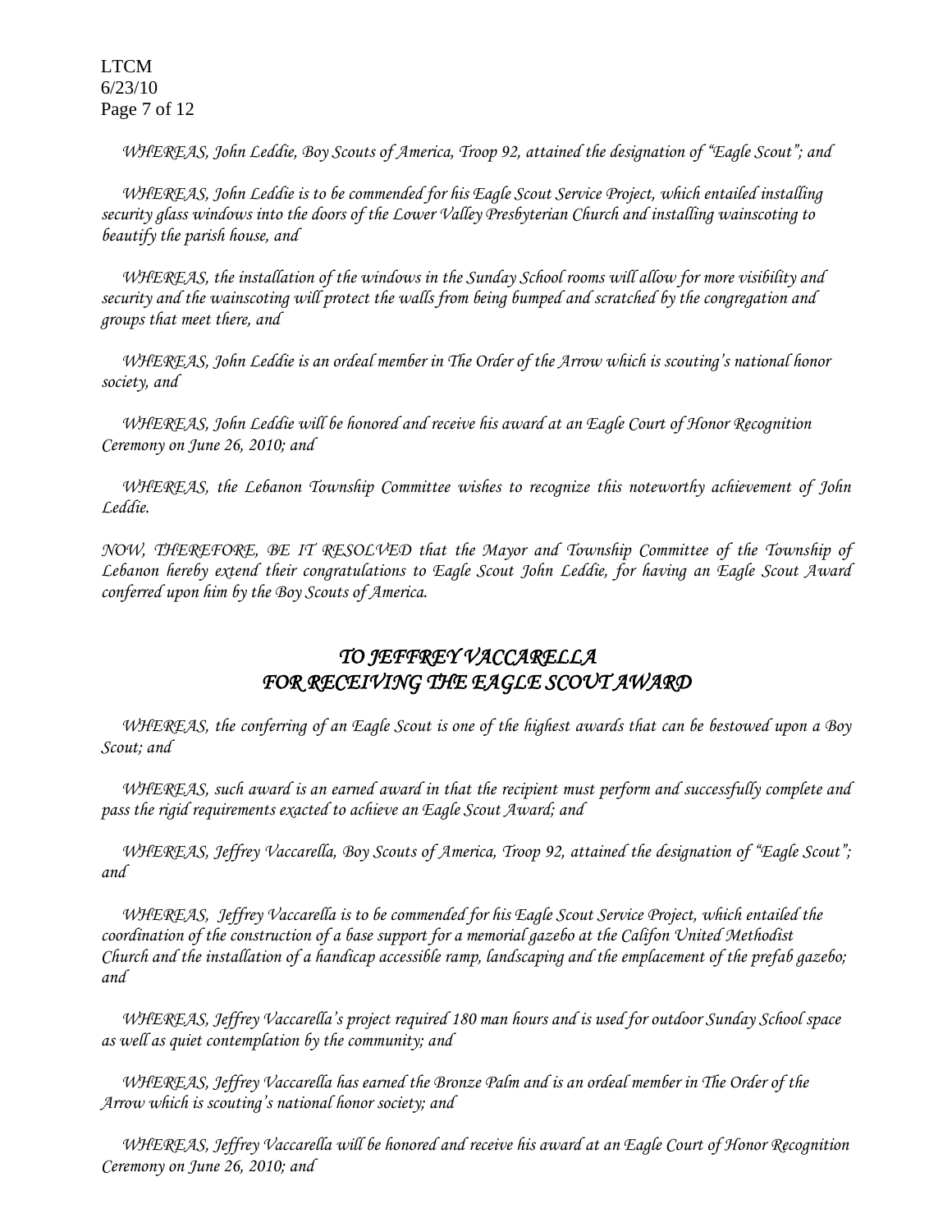*WHEREAS, John Leddie, Boy Scouts of America, Troop 92, attained the designation of "Eagle Scout"; and*

*WHEREAS, John Leddie is to be commended for his Eagle Scout Service Project, which entailed installing security glass windows into the doors of the Lower Valley Presbyterian Church and installing wainscoting to beautify the parish house, and*

*WHEREAS, the installation of the windows in the Sunday School rooms will allow for more visibility and security and the wainscoting will protect the walls from being bumped and scratched by the congregation and groups that meet there, and*

*WHEREAS, John Leddie is an ordeal member in The Order of the Arrow which is scouting's national honor society, and*

*WHEREAS, John Leddie will be honored and receive his award at an Eagle Court of Honor Recognition Ceremony on June 26, 2010; and*

*WHEREAS, the Lebanon Township Committee wishes to recognize this noteworthy achievement of John Leddie.*

*NOW, THEREFORE, BE IT RESOLVED that the Mayor and Township Committee of the Township of Lebanon hereby extend their congratulations to Eagle Scout John Leddie, for having an Eagle Scout Award conferred upon him by the Boy Scouts of America.*

## *TO JEFFREY VACCARELLA FOR RECEIVING THE EAGLE SCOUT AWARD*

*WHEREAS, the conferring of an Eagle Scout is one of the highest awards that can be bestowed upon a Boy Scout; and*

*WHEREAS, such award is an earned award in that the recipient must perform and successfully complete and pass the rigid requirements exacted to achieve an Eagle Scout Award; and*

*WHEREAS, Jeffrey Vaccarella, Boy Scouts of America, Troop 92, attained the designation of "Eagle Scout"; and*

*WHEREAS, Jeffrey Vaccarella is to be commended for his Eagle Scout Service Project, which entailed the coordination of the construction of a base support for a memorial gazebo at the Califon United Methodist Church and the installation of a handicap accessible ramp, landscaping and the emplacement of the prefab gazebo; and*

*WHEREAS, Jeffrey Vaccarella's project required 180 man hours and is used for outdoor Sunday School space as well as quiet contemplation by the community; and*

*WHEREAS, Jeffrey Vaccarella has earned the Bronze Palm and is an ordeal member in The Order of the Arrow which is scouting's national honor society; and*

*WHEREAS, Jeffrey Vaccarella will be honored and receive his award at an Eagle Court of Honor Recognition Ceremony on June 26, 2010; and*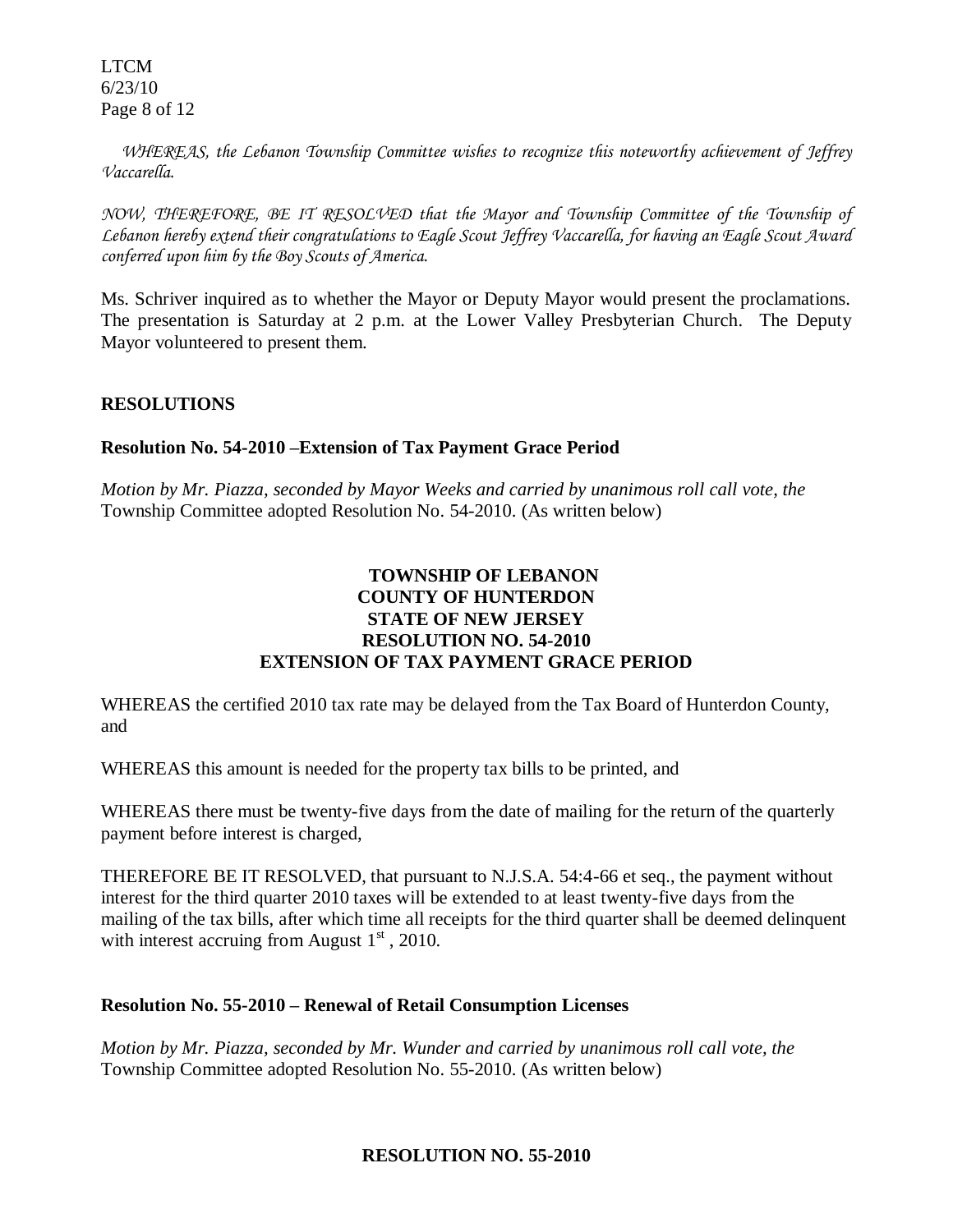*WHEREAS, the Lebanon Township Committee wishes to recognize this noteworthy achievement of Jeffrey Vaccarella.*

*NOW, THEREFORE, BE IT RESOLVED that the Mayor and Township Committee of the Township of Lebanon hereby extend their congratulations to Eagle Scout Jeffrey Vaccarella, for having an Eagle Scout Award conferred upon him by the Boy Scouts of America.*

Ms. Schriver inquired as to whether the Mayor or Deputy Mayor would present the proclamations. The presentation is Saturday at 2 p.m. at the Lower Valley Presbyterian Church. The Deputy Mayor volunteered to present them.

## RESOLUTIONS

### Resolution No. 54-2010 –Extension of Tax Payment Grace Period

*Motion by Mr. Piazza, seconded by Mayor Weeks and carried by unanimous roll call vote, the* Township Committee adopted Resolution No. 54-2010. (As written below)

**TOWNSHIP OF LEBANON**
**COUNTY OF HUNTERDON**
**STATE OF NEW JERSEY**
**RESOLUTION NO. 54-2010**
**EXTENSION OF TAX PAYMENT GRACE PERIOD**

WHEREAS the certified 2010 tax rate may be delayed from the Tax Board of Hunterdon County, and

WHEREAS this amount is needed for the property tax bills to be printed, and

WHEREAS there must be twenty-five days from the date of mailing for the return of the quarterly payment before interest is charged,

THEREFORE BE IT RESOLVED, that pursuant to N.J.S.A. 54:4-66 et seq., the payment without interest for the third quarter 2010 taxes will be extended to at least twenty-five days from the mailing of the tax bills, after which time all receipts for the third quarter shall be deemed delinquent with interest accruing from August 1st, 2010.

### Resolution No. 55-2010 – Renewal of Retail Consumption Licenses

*Motion by Mr. Piazza, seconded by Mr. Wunder and carried by unanimous roll call vote, the* Township Committee adopted Resolution No. 55-2010. (As written below)

**RESOLUTION NO. 55-2010**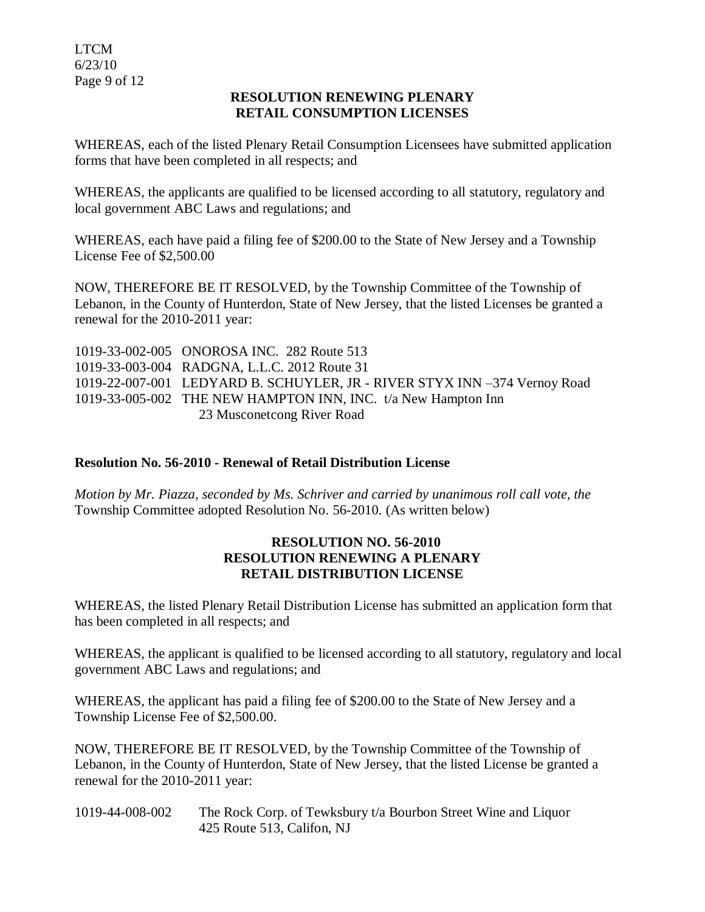**RESOLUTION RENEWING PLENARY RETAIL CONSUMPTION LICENSES**

WHEREAS, each of the listed Plenary Retail Consumption Licensees have submitted application forms that have been completed in all respects; and

WHEREAS, the applicants are qualified to be licensed according to all statutory, regulatory and local government ABC Laws and regulations; and

WHEREAS, each have paid a filing fee of $200.00 to the State of New Jersey and a Township License Fee of $2,500.00

NOW, THEREFORE BE IT RESOLVED, by the Township Committee of the Township of Lebanon, in the County of Hunterdon, State of New Jersey, that the listed Licenses be granted a renewal for the 2010-2011 year:

1019-33-002-005 ONOROSA INC. 282 Route 513
1019-33-003-004 RADGNA, L.L.C. 2012 Route 31
1019-22-007-001 LEDYARD B. SCHUYLER, JR - RIVER STYX INN –374 Vernoy Road
1019-33-005-002 THE NEW HAMPTON INN, INC. t/a New Hampton Inn
23 Musconetcong River Road

**Resolution No. 56-2010 - Renewal of Retail Distribution License**

*Motion by Mr. Piazza, seconded by Ms. Schriver and carried by unanimous roll call vote, the* Township Committee adopted Resolution No. 56-2010. (As written below)

**RESOLUTION NO. 56-2010**
**RESOLUTION RENEWING A PLENARY RETAIL DISTRIBUTION LICENSE**

WHEREAS, the listed Plenary Retail Distribution License has submitted an application form that has been completed in all respects; and

WHEREAS, the applicant is qualified to be licensed according to all statutory, regulatory and local government ABC Laws and regulations; and

WHEREAS, the applicant has paid a filing fee of $200.00 to the State of New Jersey and a Township License Fee of $2,500.00.

NOW, THEREFORE BE IT RESOLVED, by the Township Committee of the Township of Lebanon, in the County of Hunterdon, State of New Jersey, that the listed License be granted a renewal for the 2010-2011 year:

1019-44-008-002 The Rock Corp. of Tewksbury t/a Bourbon Street Wine and Liquor
425 Route 513, Califon, NJ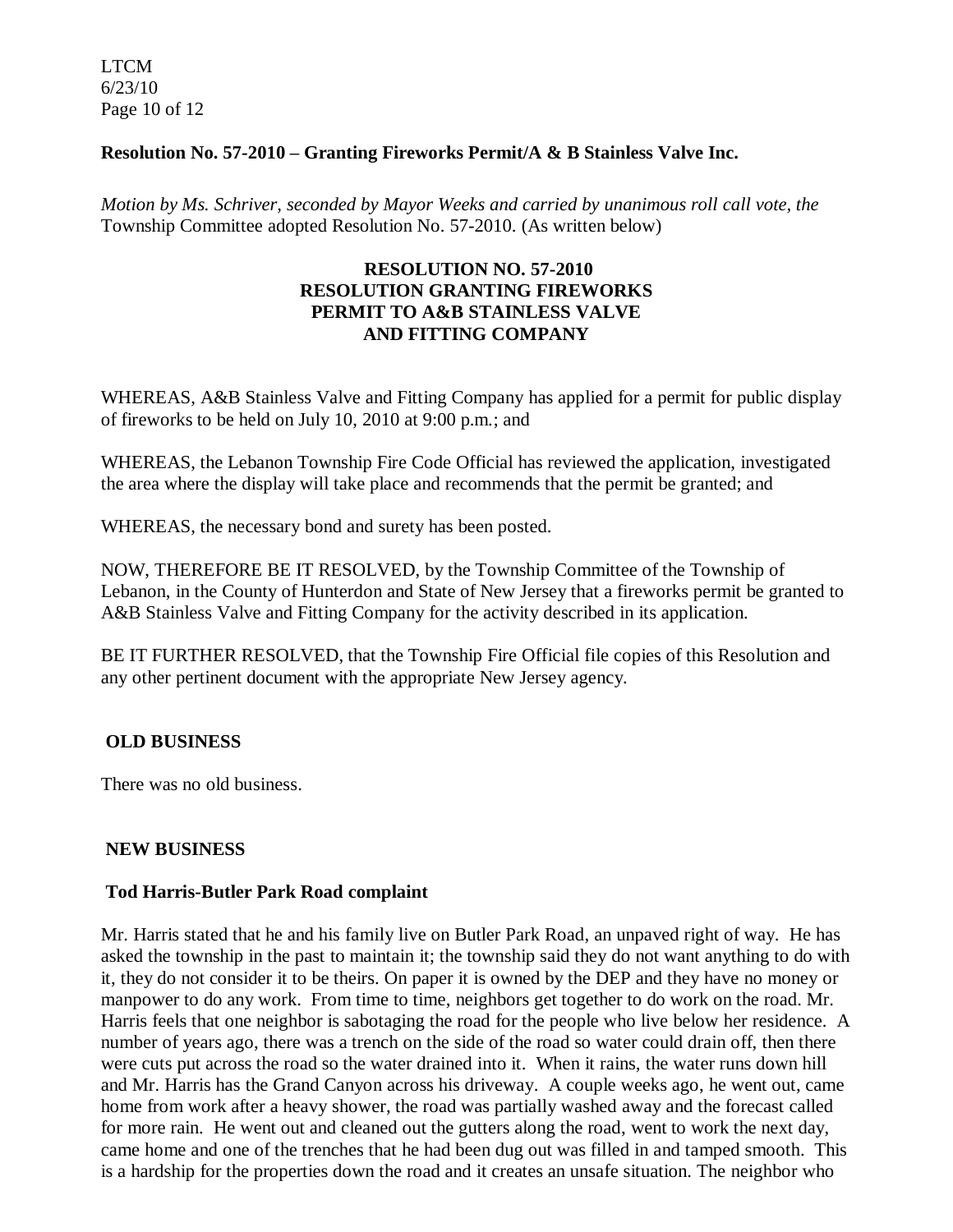**Resolution No. 57-2010 – Granting Fireworks Permit/A & B Stainless Valve Inc.**

*Motion by Ms. Schriver, seconded by Mayor Weeks and carried by unanimous roll call vote, the* Township Committee adopted Resolution No. 57-2010. (As written below)

**RESOLUTION NO. 57-2010**
**RESOLUTION GRANTING FIREWORKS PERMIT TO A&B STAINLESS VALVE AND FITTING COMPANY**

WHEREAS, A&B Stainless Valve and Fitting Company has applied for a permit for public display of fireworks to be held on July 10, 2010 at 9:00 p.m.; and

WHEREAS, the Lebanon Township Fire Code Official has reviewed the application, investigated the area where the display will take place and recommends that the permit be granted; and

WHEREAS, the necessary bond and surety has been posted.

NOW, THEREFORE BE IT RESOLVED, by the Township Committee of the Township of Lebanon, in the County of Hunterdon and State of New Jersey that a fireworks permit be granted to A&B Stainless Valve and Fitting Company for the activity described in its application.

BE IT FURTHER RESOLVED, that the Township Fire Official file copies of this Resolution and any other pertinent document with the appropriate New Jersey agency.

**OLD BUSINESS**

There was no old business.

**NEW BUSINESS**

**Tod Harris-Butler Park Road complaint**

Mr. Harris stated that he and his family live on Butler Park Road, an unpaved right of way. He has asked the township in the past to maintain it; the township said they do not want anything to do with it, they do not consider it to be theirs. On paper it is owned by the DEP and they have no money or manpower to do any work. From time to time, neighbors get together to do work on the road. Mr. Harris feels that one neighbor is sabotaging the road for the people who live below her residence. A number of years ago, there was a trench on the side of the road so water could drain off, then there were cuts put across the road so the water drained into it. When it rains, the water runs down hill and Mr. Harris has the Grand Canyon across his driveway. A couple weeks ago, he went out, came home from work after a heavy shower, the road was partially washed away and the forecast called for more rain. He went out and cleaned out the gutters along the road, went to work the next day, came home and one of the trenches that he had been dug out was filled in and tamped smooth. This is a hardship for the properties down the road and it creates an unsafe situation. The neighbor who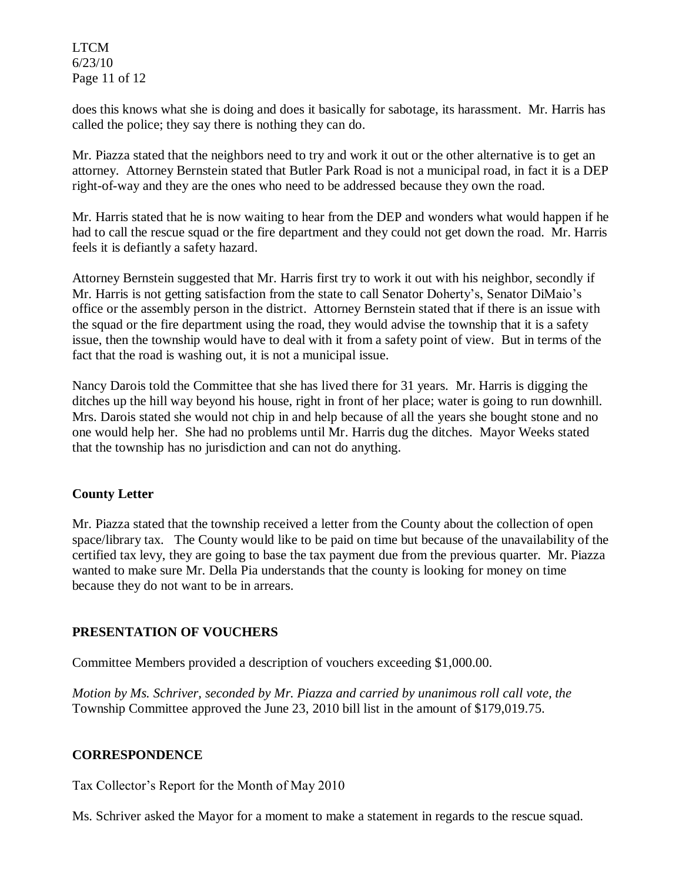does this knows what she is doing and does it basically for sabotage, its harassment. Mr. Harris has called the police; they say there is nothing they can do.

Mr. Piazza stated that the neighbors need to try and work it out or the other alternative is to get an attorney. Attorney Bernstein stated that Butler Park Road is not a municipal road, in fact it is a DEP right-of-way and they are the ones who need to be addressed because they own the road.

Mr. Harris stated that he is now waiting to hear from the DEP and wonders what would happen if he had to call the rescue squad or the fire department and they could not get down the road. Mr. Harris feels it is defiantly a safety hazard.

Attorney Bernstein suggested that Mr. Harris first try to work it out with his neighbor, secondly if Mr. Harris is not getting satisfaction from the state to call Senator Doherty's, Senator DiMaio's office or the assembly person in the district. Attorney Bernstein stated that if there is an issue with the squad or the fire department using the road, they would advise the township that it is a safety issue, then the township would have to deal with it from a safety point of view. But in terms of the fact that the road is washing out, it is not a municipal issue.

Nancy Darois told the Committee that she has lived there for 31 years. Mr. Harris is digging the ditches up the hill way beyond his house, right in front of her place; water is going to run downhill. Mrs. Darois stated she would not chip in and help because of all the years she bought stone and no one would help her. She had no problems until Mr. Harris dug the ditches. Mayor Weeks stated that the township has no jurisdiction and can not do anything.

**County Letter**

Mr. Piazza stated that the township received a letter from the County about the collection of open space/library tax. The County would like to be paid on time but because of the unavailability of the certified tax levy, they are going to base the tax payment due from the previous quarter. Mr. Piazza wanted to make sure Mr. Della Pia understands that the county is looking for money on time because they do not want to be in arrears.

## PRESENTATION OF VOUCHERS

Committee Members provided a description of vouchers exceeding $1,000.00.

*Motion by Ms. Schriver, seconded by Mr. Piazza and carried by unanimous roll call vote, the* Township Committee approved the June 23, 2010 bill list in the amount of $179,019.75.

## CORRESPONDENCE

Tax Collector's Report for the Month of May 2010

Ms. Schriver asked the Mayor for a moment to make a statement in regards to the rescue squad.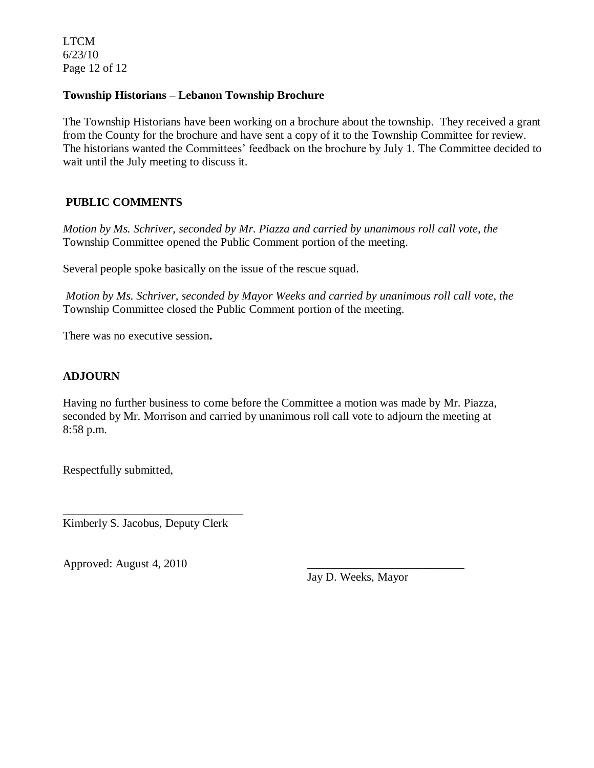### Township Historians – Lebanon Township Brochure

The Township Historians have been working on a brochure about the township. They received a grant from the County for the brochure and have sent a copy of it to the Township Committee for review. The historians wanted the Committees' feedback on the brochure by July 1. The Committee decided to wait until the July meeting to discuss it.

### PUBLIC COMMENTS

*Motion by Ms. Schriver, seconded by Mr. Piazza and carried by unanimous roll call vote, the* Township Committee opened the Public Comment portion of the meeting.

Several people spoke basically on the issue of the rescue squad.

*Motion by Ms. Schriver, seconded by Mayor Weeks and carried by unanimous roll call vote, the* Township Committee closed the Public Comment portion of the meeting.

There was no executive session**.**

### ADJOURN

Having no further business to come before the Committee a motion was made by Mr. Piazza, seconded by Mr. Morrison and carried by unanimous roll call vote to adjourn the meeting at 8:58 p.m.

Respectfully submitted,

\_\_\_\_\_\_\_\_\_\_\_\_\_\_\_\_\_\_\_\_\_\_\_\_\_\_\_\_\_\_
Kimberly S. Jacobus, Deputy Clerk

Approved: August 4, 2010

\_\_\_\_\_\_\_\_\_\_\_\_\_\_\_\_\_\_\_\_\_\_\_\_\_\_\_\_
Jay D. Weeks, Mayor